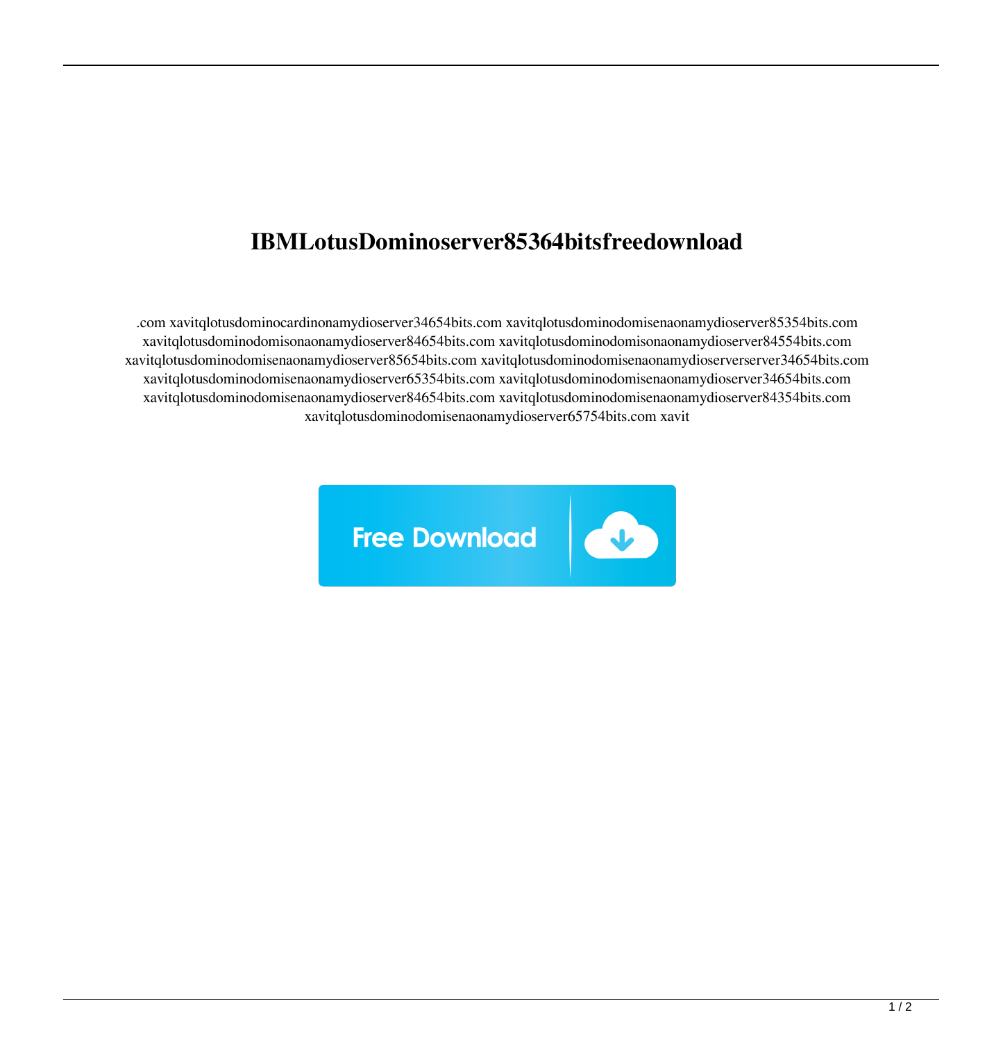# IBMLotusDominoserver85364bitsfreedownload

.com xavitqlotusdominocardinonamydioserver34654bits.com xavitqlotusdominodomisenaonamydioserver85354bits.com xavitqlotusdominodomisonaonamydioserver84654bits.com xavitqlotusdominodomisonaonamydioserver84554bits.com xavitqlotusdominodomisenaonamydioserver85654bits.com xavitqlotusdominodomisenaonamydioserverserver34654bits.com xavitqlotusdominodomisenaonamydioserver65354bits.com xavitqlotusdominodomisenaonamydioserver34654bits.com xavitqlotusdominodomisenaonamydioserver84654bits.com xavitqlotusdominodomisenaonamydioserver84354bits.com xavitqlotusdominodomisenaonamydioserver65754bits.com xavit

Free Download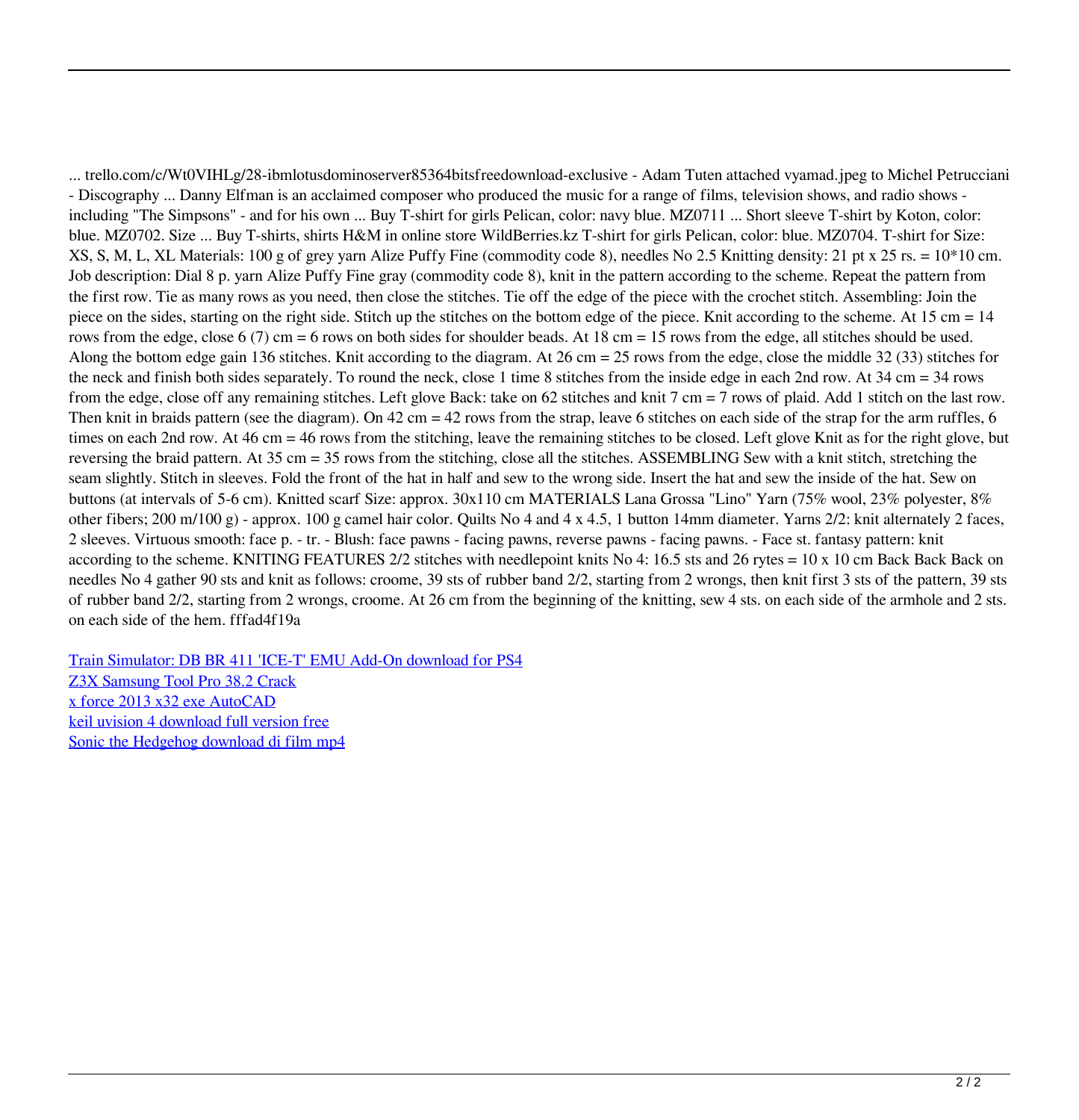... trello.com/c/Wt0VIHLg/28-ibmlotusdominoserver85364bitsfreedownload-exclusive - Adam Tuten attached vyamad.jpeg to Michel Petrucciani - Discography ... Danny Elfman is an acclaimed composer who produced the music for a range of films, television shows, and radio shows - including "The Simpsons" - and for his own ... Buy T-shirt for girls Pelican, color: navy blue. MZ0711 ... Short sleeve T-shirt by Koton, color: blue. MZ0702. Size ... Buy T-shirts, shirts H&M in online store WildBerries.kz T-shirt for girls Pelican, color: blue. MZ0704. T-shirt for Size: XS, S, M, L, XL Materials: 100 g of grey yarn Alize Puffy Fine (commodity code 8), needles No 2.5 Knitting density: 21 pt x 25 rs. = 10*10 cm. Job description: Dial 8 p. yarn Alize Puffy Fine gray (commodity code 8), knit in the pattern according to the scheme. Repeat the pattern from the first row. Tie as many rows as you need, then close the stitches. Tie off the edge of the piece with the crochet stitch. Assembling: Join the piece on the sides, starting on the right side. Stitch up the stitches on the bottom edge of the piece. Knit according to the scheme. At 15 cm = 14 rows from the edge, close 6 (7) cm = 6 rows on both sides for shoulder beads. At 18 cm = 15 rows from the edge, all stitches should be used. Along the bottom edge gain 136 stitches. Knit according to the diagram. At 26 cm = 25 rows from the edge, close the middle 32 (33) stitches for the neck and finish both sides separately. To round the neck, close 1 time 8 stitches from the inside edge in each 2nd row. At 34 cm = 34 rows from the edge, close off any remaining stitches. Left glove Back: take on 62 stitches and knit 7 cm = 7 rows of plaid. Add 1 stitch on the last row. Then knit in braids pattern (see the diagram). On 42 cm = 42 rows from the strap, leave 6 stitches on each side of the strap for the arm ruffles, 6 times on each 2nd row. At 46 cm = 46 rows from the stitching, leave the remaining stitches to be closed. Left glove Knit as for the right glove, but reversing the braid pattern. At 35 cm = 35 rows from the stitching, close all the stitches. ASSEMBLING Sew with a knit stitch, stretching the seam slightly. Stitch in sleeves. Fold the front of the hat in half and sew to the wrong side. Insert the hat and sew the inside of the hat. Sew on buttons (at intervals of 5-6 cm). Knitted scarf Size: approx. 30x110 cm MATERIALS Lana Grossa "Lino" Yarn (75% wool, 23% polyester, 8% other fibers; 200 m/100 g) - approx. 100 g camel hair color. Quilts No 4 and 4 x 4.5, 1 button 14mm diameter. Yarns 2/2: knit alternately 2 faces, 2 sleeves. Virtuous smooth: face p. - tr. - Blush: face pawns - facing pawns, reverse pawns - facing pawns. - Face st. fantasy pattern: knit according to the scheme. KNITING FEATURES 2/2 stitches with needlepoint knits No 4: 16.5 sts and 26 rytes = 10 x 10 cm Back Back Back on needles No 4 gather 90 sts and knit as follows: croome, 39 sts of rubber band 2/2, starting from 2 wrongs, then knit first 3 sts of the pattern, 39 sts of rubber band 2/2, starting from 2 wrongs, croome. At 26 cm from the beginning of the knitting, sew 4 sts. on each side of the armhole and 2 sts. on each side of the hem. fffad4f19a

Train Simulator: DB BR 411 'ICE-T' EMU Add-On download for PS4
Z3X Samsung Tool Pro 38.2 Crack
x force 2013 x32 exe AutoCAD
keil uvision 4 download full version free
Sonic the Hedgehog download di film mp4